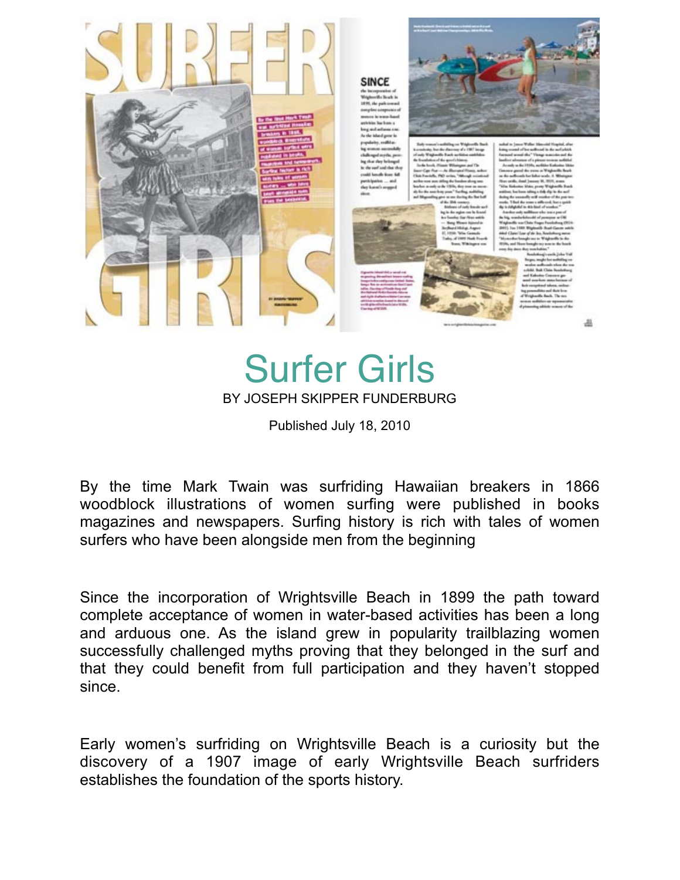# Surfer Girls

BY JOSEPH SKIPPER FUNDERBURG

Published July 18, 2010

By the time Mark Twain was surfriding Hawaiian breakers in 1866 woodblock illustrations of women surfing were published in books magazines and newspapers. Surfing history is rich with tales of women surfers who have been alongside men from the beginning

Since the incorporation of Wrightsville Beach in 1899 the path toward complete acceptance of women in water-based activities has been a long and arduous one. As the island grew in popularity trailblazing women successfully challenged myths proving that they belonged in the surf and that they could benefit from full participation and they haven't stopped since.

Early women's surfriding on Wrightsville Beach is a curiosity but the discovery of a 1907 image of early Wrightsville Beach surfriders establishes the foundation of the sports history.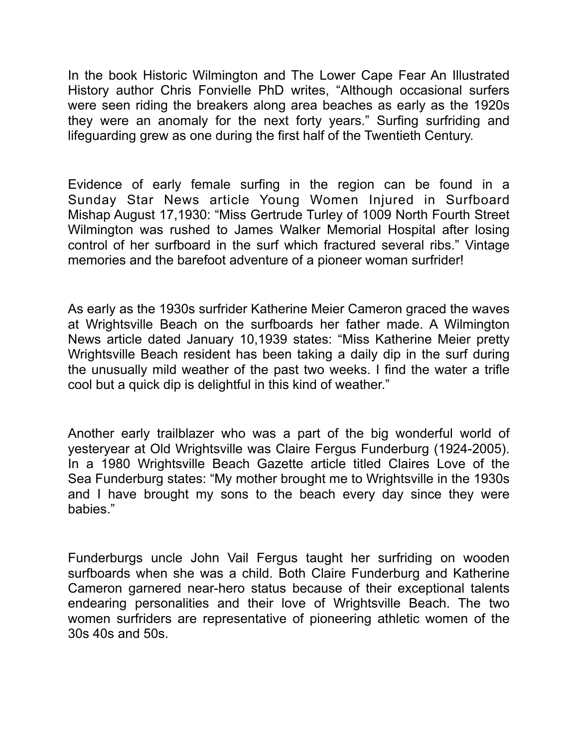In the book Historic Wilmington and The Lower Cape Fear An Illustrated History author Chris Fonvielle PhD writes, "Although occasional surfers were seen riding the breakers along area beaches as early as the 1920s they were an anomaly for the next forty years." Surfing surfriding and lifeguarding grew as one during the first half of the Twentieth Century.

Evidence of early female surfing in the region can be found in a Sunday Star News article Young Women Injured in Surfboard Mishap August 17,1930: "Miss Gertrude Turley of 1009 North Fourth Street Wilmington was rushed to James Walker Memorial Hospital after losing control of her surfboard in the surf which fractured several ribs." Vintage memories and the barefoot adventure of a pioneer woman surfrider!

As early as the 1930s surfrider Katherine Meier Cameron graced the waves at Wrightsville Beach on the surfboards her father made. A Wilmington News article dated January 10,1939 states: "Miss Katherine Meier pretty Wrightsville Beach resident has been taking a daily dip in the surf during the unusually mild weather of the past two weeks. I find the water a trifle cool but a quick dip is delightful in this kind of weather."

Another early trailblazer who was a part of the big wonderful world of yesteryear at Old Wrightsville was Claire Fergus Funderburg (1924-2005). In a 1980 Wrightsville Beach Gazette article titled Claires Love of the Sea Funderburg states: "My mother brought me to Wrightsville in the 1930s and I have brought my sons to the beach every day since they were babies."

Funderburgs uncle John Vail Fergus taught her surfriding on wooden surfboards when she was a child. Both Claire Funderburg and Katherine Cameron garnered near-hero status because of their exceptional talents endearing personalities and their love of Wrightsville Beach. The two women surfriders are representative of pioneering athletic women of the 30s 40s and 50s.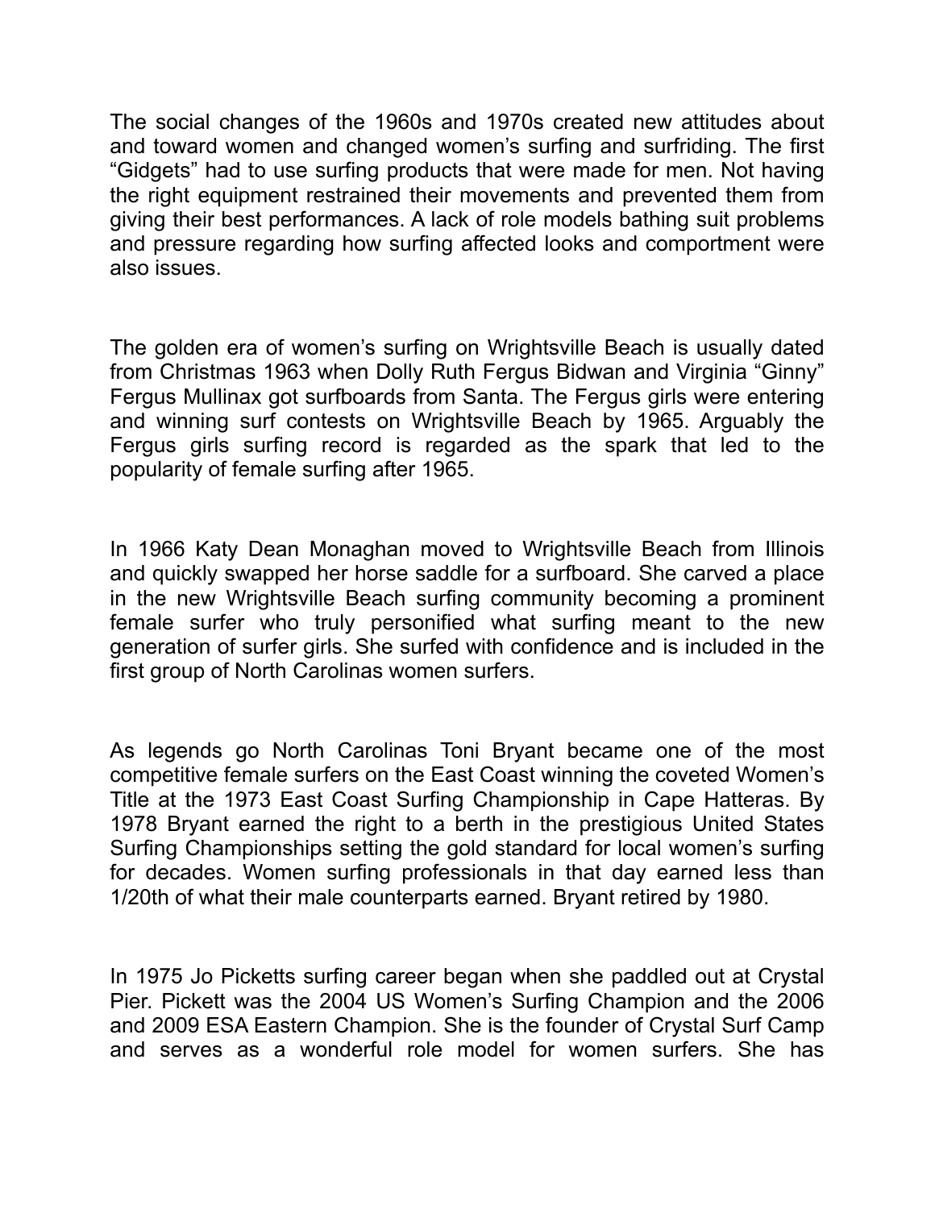The social changes of the 1960s and 1970s created new attitudes about and toward women and changed women's surfing and surfriding. The first "Gidgets" had to use surfing products that were made for men. Not having the right equipment restrained their movements and prevented them from giving their best performances. A lack of role models bathing suit problems and pressure regarding how surfing affected looks and comportment were also issues.

The golden era of women's surfing on Wrightsville Beach is usually dated from Christmas 1963 when Dolly Ruth Fergus Bidwan and Virginia "Ginny" Fergus Mullinax got surfboards from Santa. The Fergus girls were entering and winning surf contests on Wrightsville Beach by 1965. Arguably the Fergus girls surfing record is regarded as the spark that led to the popularity of female surfing after 1965.

In 1966 Katy Dean Monaghan moved to Wrightsville Beach from Illinois and quickly swapped her horse saddle for a surfboard. She carved a place in the new Wrightsville Beach surfing community becoming a prominent female surfer who truly personified what surfing meant to the new generation of surfer girls. She surfed with confidence and is included in the first group of North Carolinas women surfers.

As legends go North Carolinas Toni Bryant became one of the most competitive female surfers on the East Coast winning the coveted Women's Title at the 1973 East Coast Surfing Championship in Cape Hatteras. By 1978 Bryant earned the right to a berth in the prestigious United States Surfing Championships setting the gold standard for local women's surfing for decades. Women surfing professionals in that day earned less than 1/20th of what their male counterparts earned. Bryant retired by 1980.

In 1975 Jo Picketts surfing career began when she paddled out at Crystal Pier. Pickett was the 2004 US Women's Surfing Champion and the 2006 and 2009 ESA Eastern Champion. She is the founder of Crystal Surf Camp and serves as a wonderful role model for women surfers. She has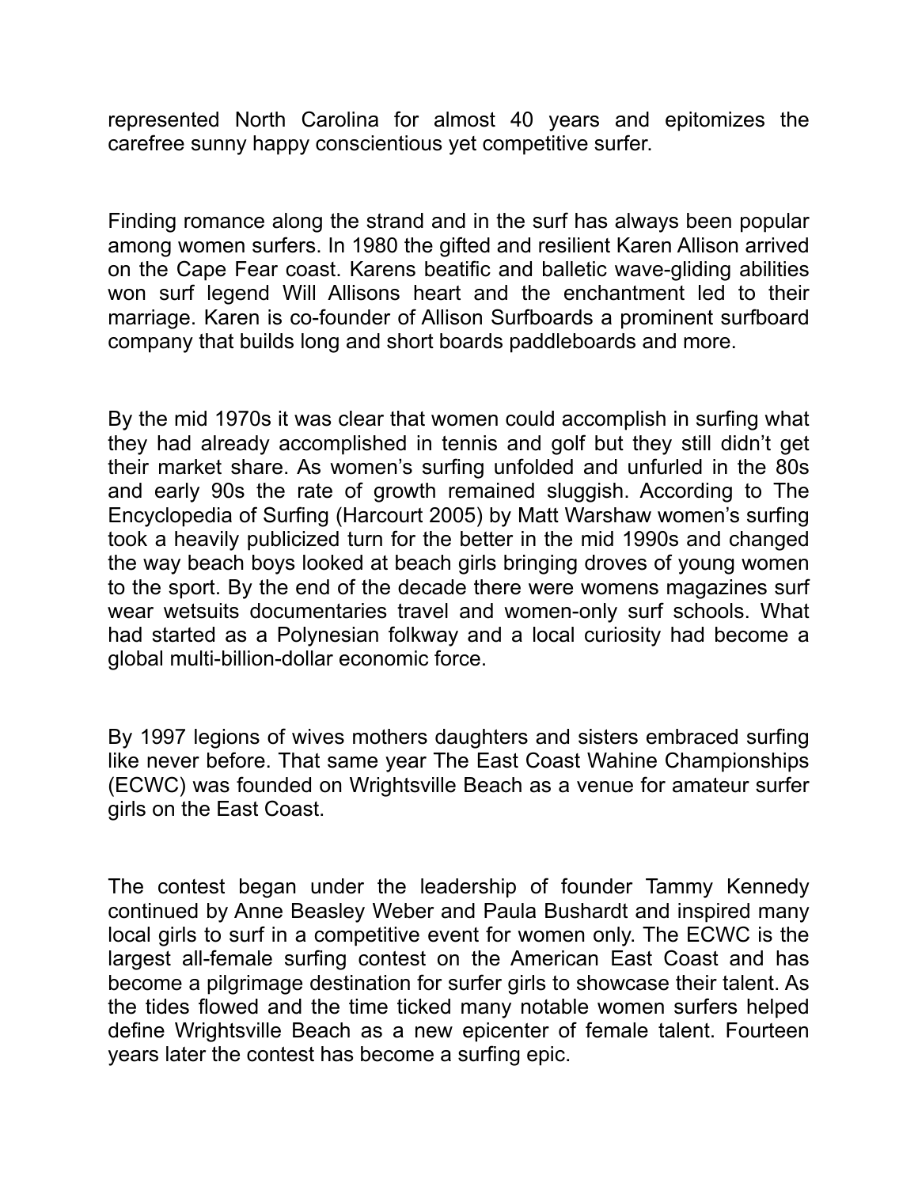represented North Carolina for almost 40 years and epitomizes the carefree sunny happy conscientious yet competitive surfer.

Finding romance along the strand and in the surf has always been popular among women surfers. In 1980 the gifted and resilient Karen Allison arrived on the Cape Fear coast. Karens beatific and balletic wave-gliding abilities won surf legend Will Allisons heart and the enchantment led to their marriage. Karen is co-founder of Allison Surfboards a prominent surfboard company that builds long and short boards paddleboards and more.

By the mid 1970s it was clear that women could accomplish in surfing what they had already accomplished in tennis and golf but they still didn't get their market share. As women's surfing unfolded and unfurled in the 80s and early 90s the rate of growth remained sluggish. According to The Encyclopedia of Surfing (Harcourt 2005) by Matt Warshaw women's surfing took a heavily publicized turn for the better in the mid 1990s and changed the way beach boys looked at beach girls bringing droves of young women to the sport. By the end of the decade there were womens magazines surf wear wetsuits documentaries travel and women-only surf schools. What had started as a Polynesian folkway and a local curiosity had become a global multi-billion-dollar economic force.

By 1997 legions of wives mothers daughters and sisters embraced surfing like never before. That same year The East Coast Wahine Championships (ECWC) was founded on Wrightsville Beach as a venue for amateur surfer girls on the East Coast.

The contest began under the leadership of founder Tammy Kennedy continued by Anne Beasley Weber and Paula Bushardt and inspired many local girls to surf in a competitive event for women only. The ECWC is the largest all-female surfing contest on the American East Coast and has become a pilgrimage destination for surfer girls to showcase their talent. As the tides flowed and the time ticked many notable women surfers helped define Wrightsville Beach as a new epicenter of female talent. Fourteen years later the contest has become a surfing epic.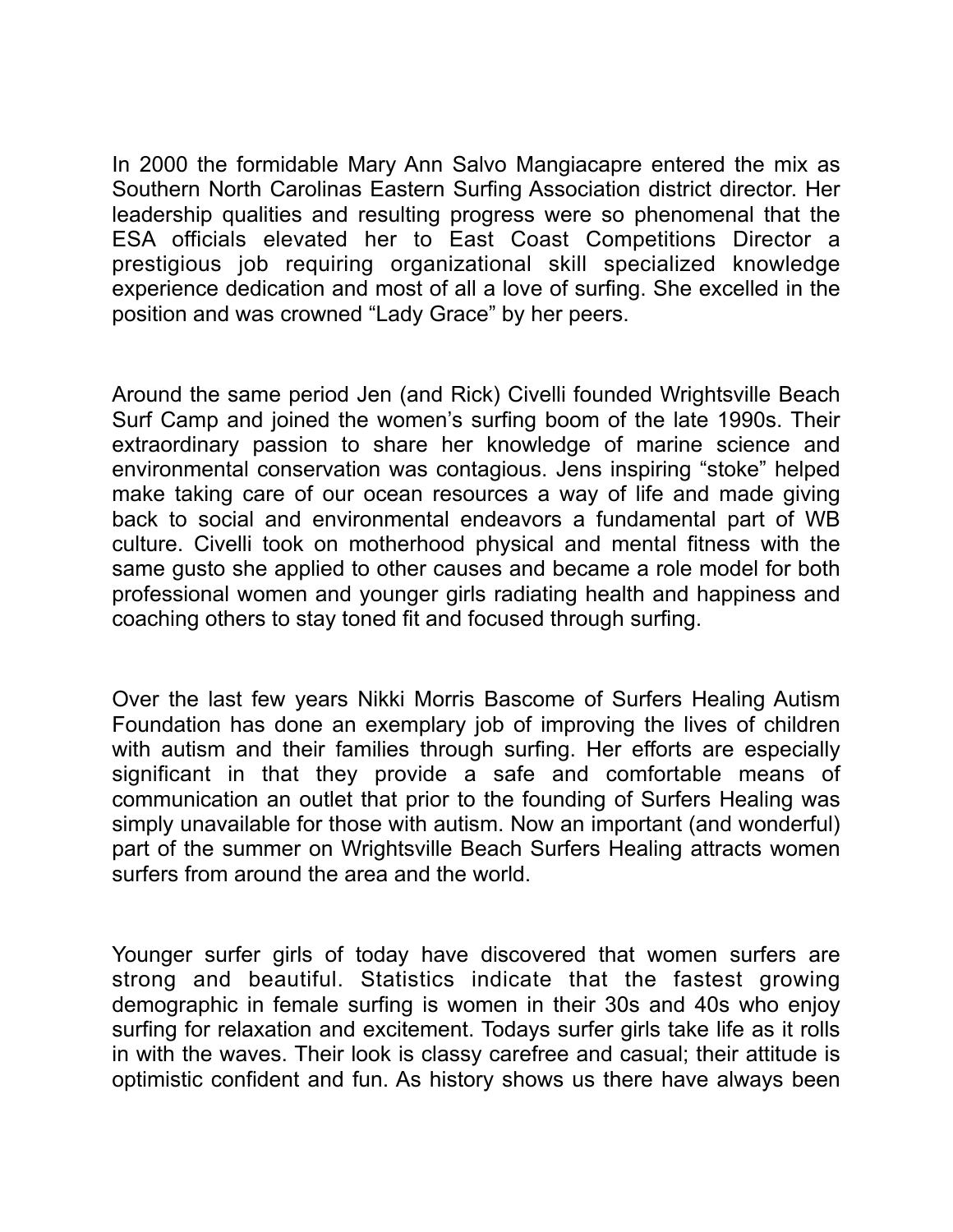In 2000 the formidable Mary Ann Salvo Mangiacapre entered the mix as Southern North Carolinas Eastern Surfing Association district director. Her leadership qualities and resulting progress were so phenomenal that the ESA officials elevated her to East Coast Competitions Director a prestigious job requiring organizational skill specialized knowledge experience dedication and most of all a love of surfing. She excelled in the position and was crowned "Lady Grace" by her peers.

Around the same period Jen (and Rick) Civelli founded Wrightsville Beach Surf Camp and joined the women's surfing boom of the late 1990s. Their extraordinary passion to share her knowledge of marine science and environmental conservation was contagious. Jens inspiring "stoke" helped make taking care of our ocean resources a way of life and made giving back to social and environmental endeavors a fundamental part of WB culture. Civelli took on motherhood physical and mental fitness with the same gusto she applied to other causes and became a role model for both professional women and younger girls radiating health and happiness and coaching others to stay toned fit and focused through surfing.

Over the last few years Nikki Morris Bascome of Surfers Healing Autism Foundation has done an exemplary job of improving the lives of children with autism and their families through surfing. Her efforts are especially significant in that they provide a safe and comfortable means of communication an outlet that prior to the founding of Surfers Healing was simply unavailable for those with autism. Now an important (and wonderful) part of the summer on Wrightsville Beach Surfers Healing attracts women surfers from around the area and the world.

Younger surfer girls of today have discovered that women surfers are strong and beautiful. Statistics indicate that the fastest growing demographic in female surfing is women in their 30s and 40s who enjoy surfing for relaxation and excitement. Todays surfer girls take life as it rolls in with the waves. Their look is classy carefree and casual; their attitude is optimistic confident and fun. As history shows us there have always been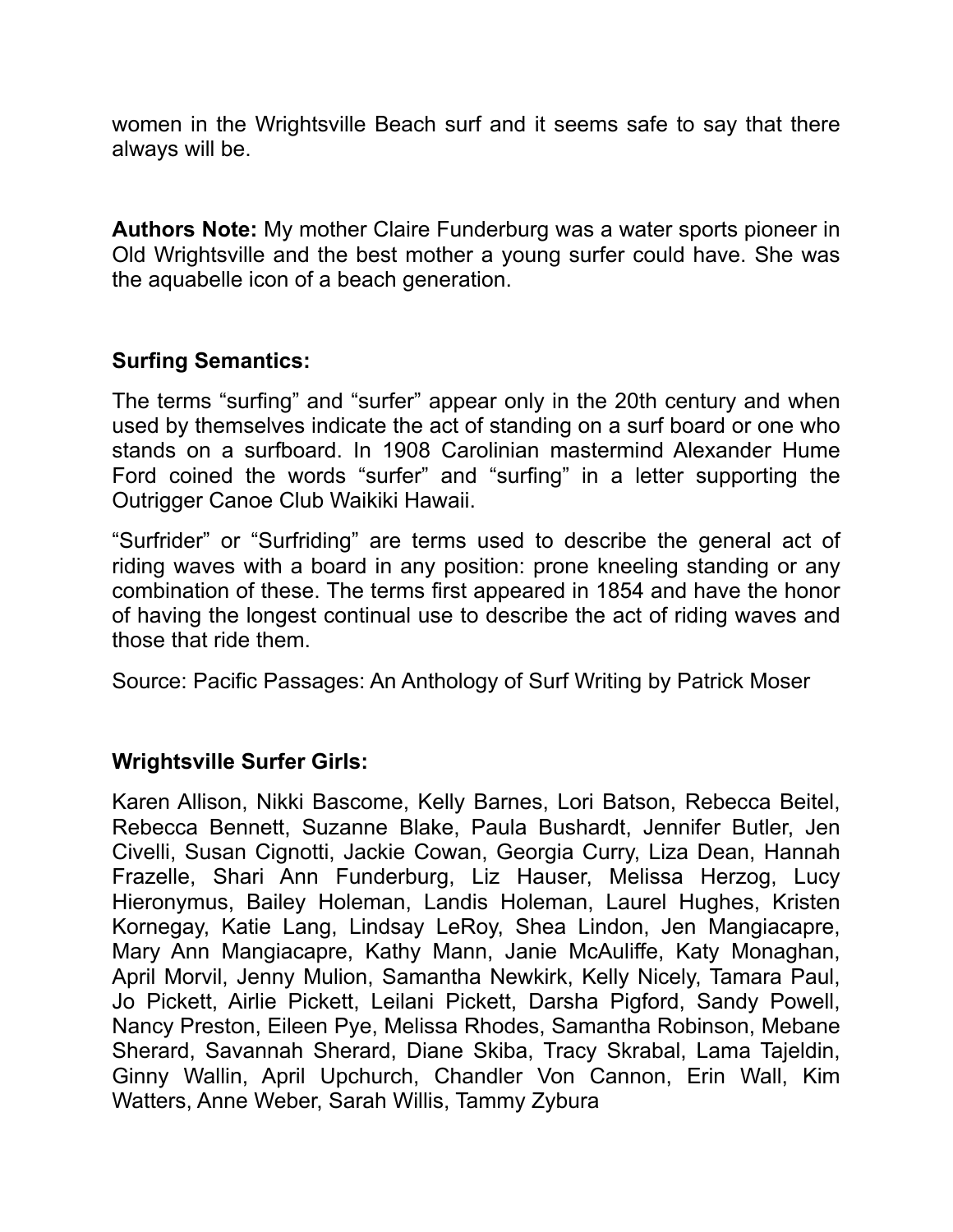women in the Wrightsville Beach surf and it seems safe to say that there always will be.

**Authors Note:** My mother Claire Funderburg was a water sports pioneer in Old Wrightsville and the best mother a young surfer could have. She was the aquabelle icon of a beach generation.

**Surfing Semantics:**

The terms "surfing" and "surfer" appear only in the 20th century and when used by themselves indicate the act of standing on a surf board or one who stands on a surfboard. In 1908 Carolinian mastermind Alexander Hume Ford coined the words "surfer" and "surfing" in a letter supporting the Outrigger Canoe Club Waikiki Hawaii.

"Surfrider" or "Surfriding" are terms used to describe the general act of riding waves with a board in any position: prone kneeling standing or any combination of these. The terms first appeared in 1854 and have the honor of having the longest continual use to describe the act of riding waves and those that ride them.

Source: Pacific Passages: An Anthology of Surf Writing by Patrick Moser

**Wrightsville Surfer Girls:**

Karen Allison, Nikki Bascome, Kelly Barnes, Lori Batson, Rebecca Beitel, Rebecca Bennett, Suzanne Blake, Paula Bushardt, Jennifer Butler, Jen Civelli, Susan Cignotti, Jackie Cowan, Georgia Curry, Liza Dean, Hannah Frazelle, Shari Ann Funderburg, Liz Hauser, Melissa Herzog, Lucy Hieronymus, Bailey Holeman, Landis Holeman, Laurel Hughes, Kristen Kornegay, Katie Lang, Lindsay LeRoy, Shea Lindon, Jen Mangiacapre, Mary Ann Mangiacapre, Kathy Mann, Janie McAuliffe, Katy Monaghan, April Morvil, Jenny Mulion, Samantha Newkirk, Kelly Nicely, Tamara Paul, Jo Pickett, Airlie Pickett, Leilani Pickett, Darsha Pigford, Sandy Powell, Nancy Preston, Eileen Pye, Melissa Rhodes, Samantha Robinson, Mebane Sherard, Savannah Sherard, Diane Skiba, Tracy Skrabal, Lama Tajeldin, Ginny Wallin, April Upchurch, Chandler Von Cannon, Erin Wall, Kim Watters, Anne Weber, Sarah Willis, Tammy Zybura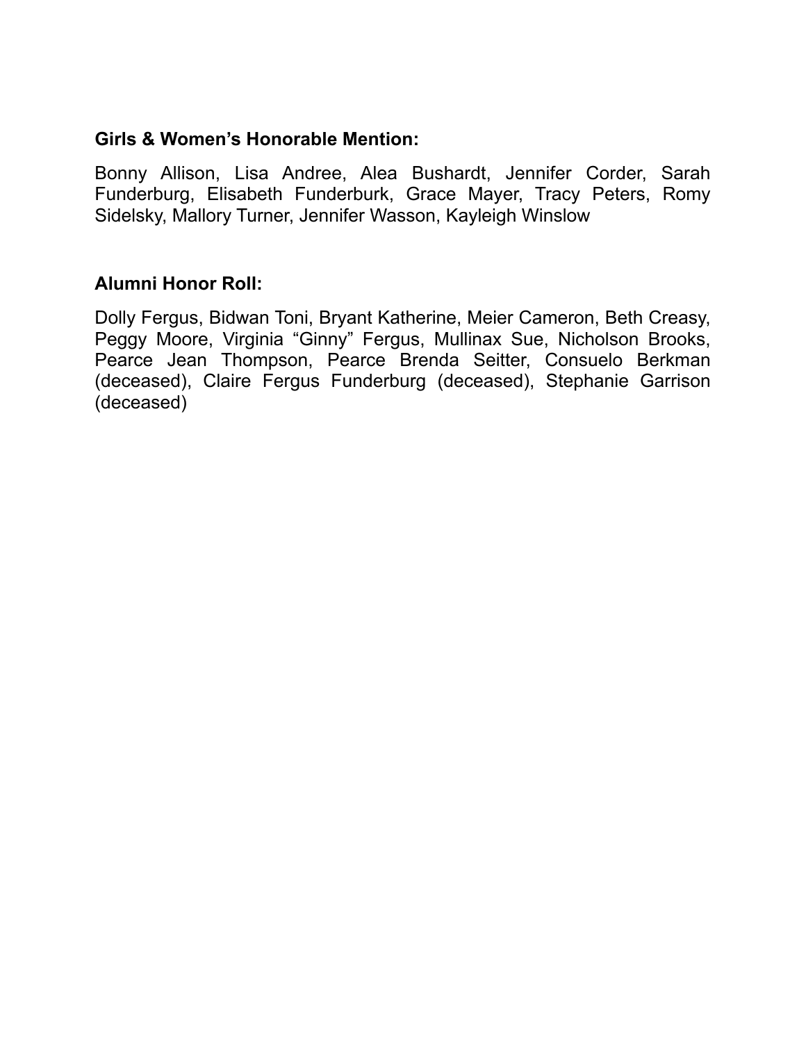**Girls & Women's Honorable Mention:**

Bonny Allison, Lisa Andree, Alea Bushardt, Jennifer Corder, Sarah Funderburg, Elisabeth Funderburk, Grace Mayer, Tracy Peters, Romy Sidelsky, Mallory Turner, Jennifer Wasson, Kayleigh Winslow

**Alumni Honor Roll:**

Dolly Fergus, Bidwan Toni, Bryant Katherine, Meier Cameron, Beth Creasy, Peggy Moore, Virginia "Ginny" Fergus, Mullinax Sue, Nicholson Brooks, Pearce Jean Thompson, Pearce Brenda Seitter, Consuelo Berkman (deceased), Claire Fergus Funderburg (deceased), Stephanie Garrison (deceased)